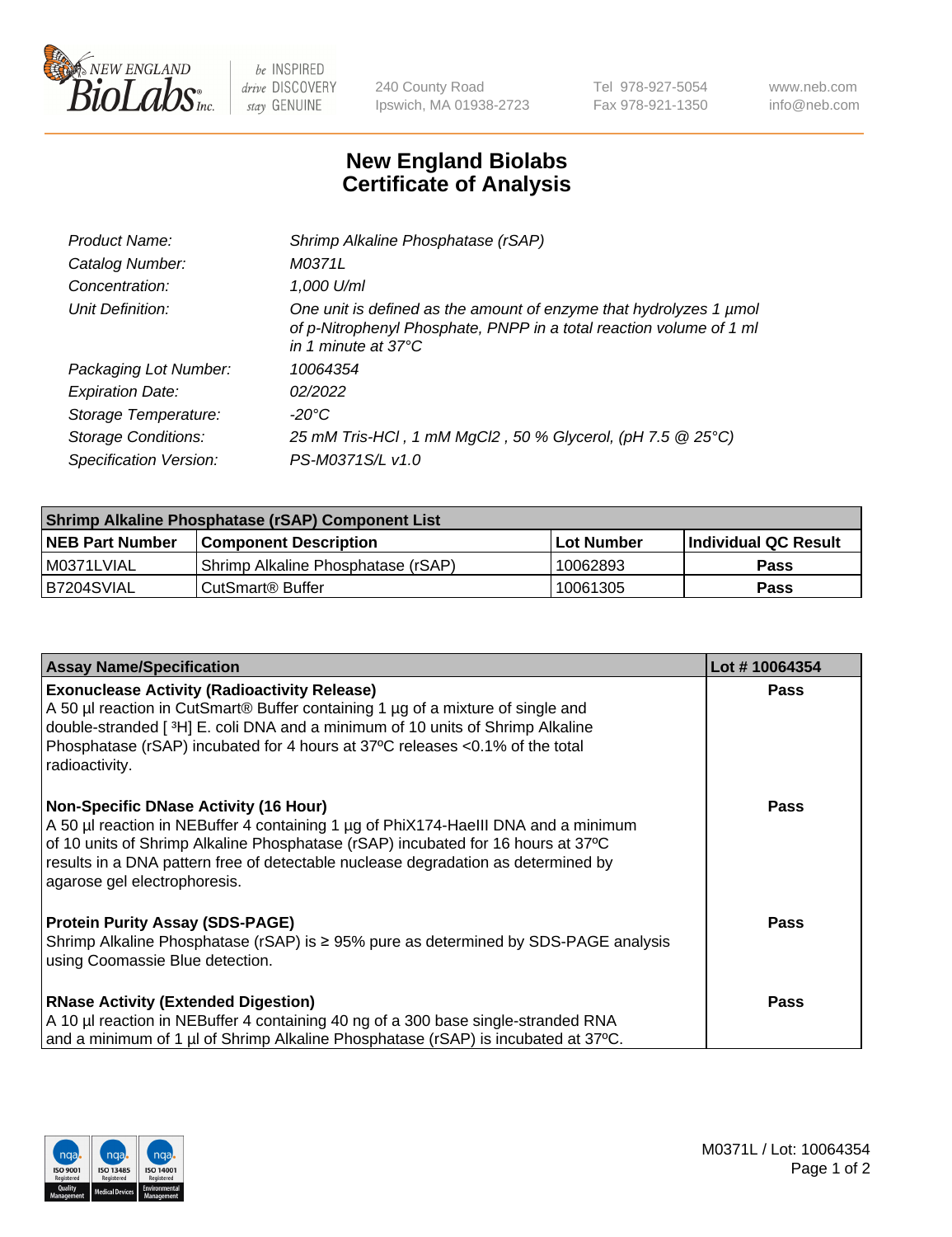New England BioLabs Inc. — be INSPIRED drive DISCOVERY stay GENUINE

240 County Road
Ipswich, MA 01938-2723

Tel 978-927-5054
Fax 978-921-1350

www.neb.com
info@neb.com

# New England Biolabs
# Certificate of Analysis

| | |
|---|---|
| *Product Name:* | *Shrimp Alkaline Phosphatase (rSAP)* |
| *Catalog Number:* | *M0371L* |
| *Concentration:* | *1,000 U/ml* |
| *Unit Definition:* | *One unit is defined as the amount of enzyme that hydrolyzes 1 µmol of p-Nitrophenyl Phosphate, PNPP in a total reaction volume of 1 ml in 1 minute at 37°C* |
| *Packaging Lot Number:* | *10064354* |
| *Expiration Date:* | *02/2022* |
| *Storage Temperature:* | *-20°C* |
| *Storage Conditions:* | *25 mM Tris-HCl , 1 mM MgCl2 , 50 % Glycerol, (pH 7.5 @ 25°C)* |
| *Specification Version:* | *PS-M0371S/L v1.0* |

| **Shrimp Alkaline Phosphatase (rSAP) Component List** | | | |
|---|---|---|---|
| **NEB Part Number** | **Component Description** | **Lot Number** | **Individual QC Result** |
| M0371LVIAL | Shrimp Alkaline Phosphatase (rSAP) | 10062893 | **Pass** |
| B7204SVIAL | CutSmart® Buffer | 10061305 | **Pass** |

| **Assay Name/Specification** | **Lot # 10064354** |
|---|---|
| **Exonuclease Activity (Radioactivity Release)**<br>A 50 µl reaction in CutSmart® Buffer containing 1 µg of a mixture of single and double-stranded [ $^3$H] E. coli DNA and a minimum of 10 units of Shrimp Alkaline Phosphatase (rSAP) incubated for 4 hours at 37ºC releases <0.1% of the total radioactivity. | **Pass** |
| **Non-Specific DNase Activity (16 Hour)**<br>A 50 µl reaction in NEBuffer 4 containing 1 µg of PhiX174-HaeIII DNA and a minimum of 10 units of Shrimp Alkaline Phosphatase (rSAP) incubated for 16 hours at 37ºC results in a DNA pattern free of detectable nuclease degradation as determined by agarose gel electrophoresis. | **Pass** |
| **Protein Purity Assay (SDS-PAGE)**<br>Shrimp Alkaline Phosphatase (rSAP) is ≥ 95% pure as determined by SDS-PAGE analysis using Coomassie Blue detection. | **Pass** |
| **RNase Activity (Extended Digestion)**<br>A 10 µl reaction in NEBuffer 4 containing 40 ng of a 300 base single-stranded RNA and a minimum of 1 µl of Shrimp Alkaline Phosphatase (rSAP) is incubated at 37ºC. | **Pass** |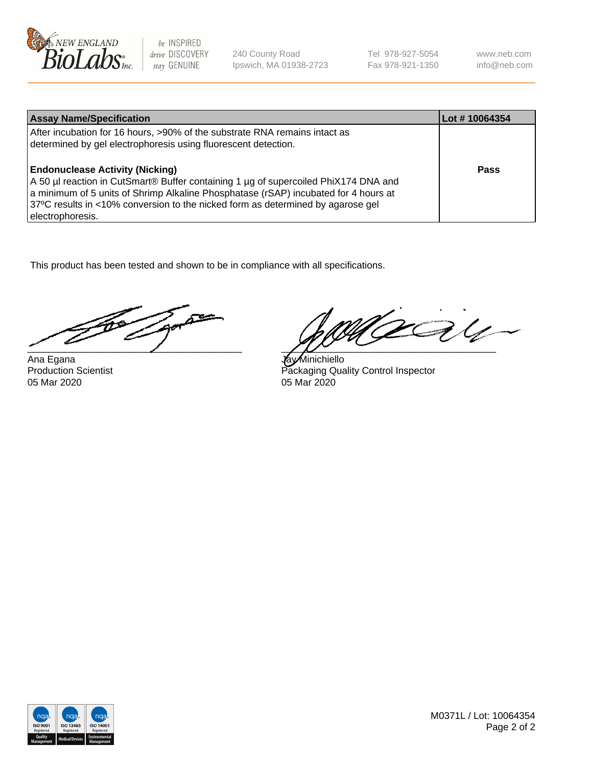| Assay Name/Specification | Lot # 10064354 |
|---|---|
| After incubation for 16 hours, >90% of the substrate RNA remains intact as determined by gel electrophoresis using fluorescent detection. | |
| **Endonuclease Activity (Nicking)**<br>A 50 µl reaction in CutSmart® Buffer containing 1 µg of supercoiled PhiX174 DNA and a minimum of 5 units of Shrimp Alkaline Phosphatase (rSAP) incubated for 4 hours at 37ºC results in <10% conversion to the nicked form as determined by agarose gel electrophoresis. | **Pass** |

This product has been tested and shown to be in compliance with all specifications.

Ana Egana
Production Scientist
05 Mar 2020

Jay Minichiello
Packaging Quality Control Inspector
05 Mar 2020

M0371L / Lot: 10064354